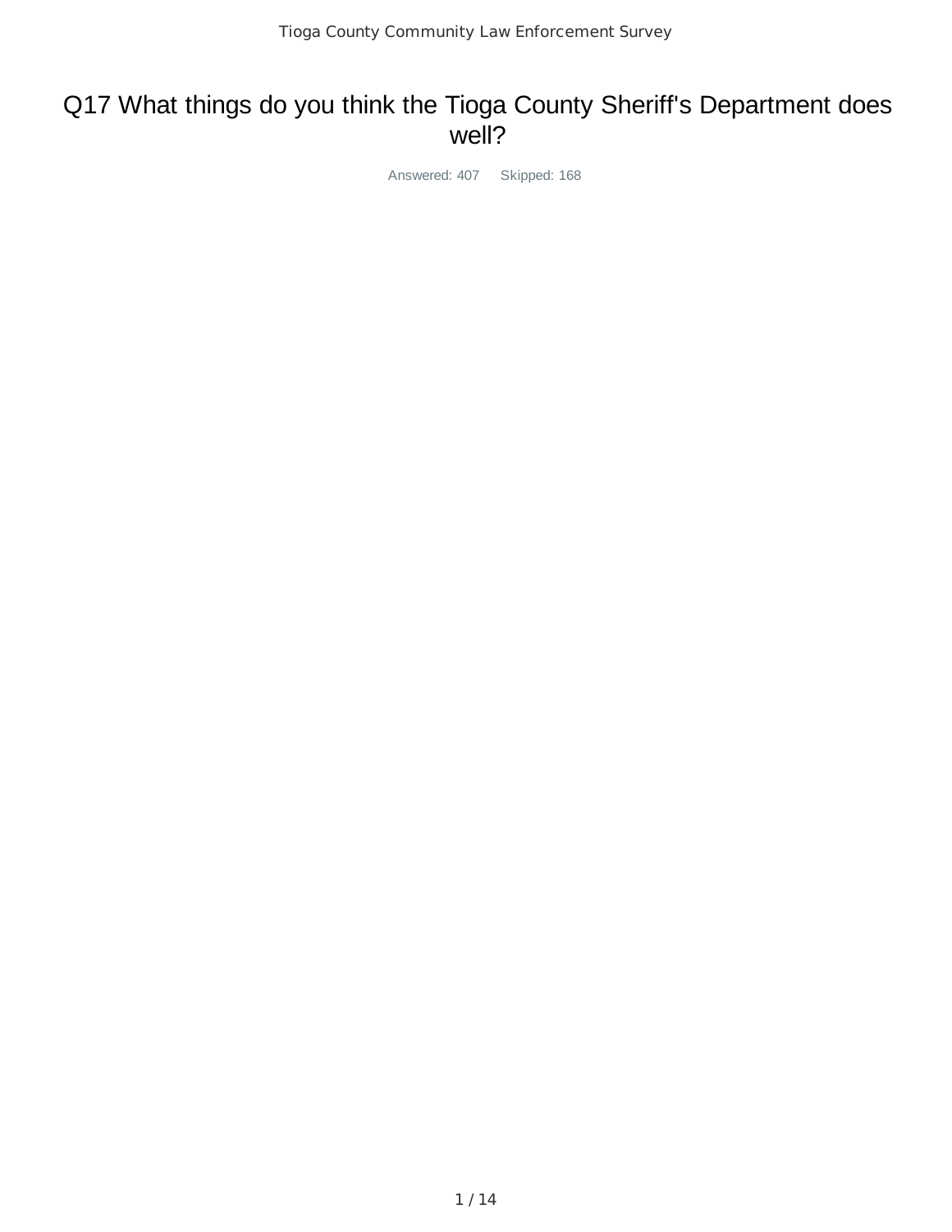# Q17 What things do you think the Tioga County Sheriff's Department does well?

Answered: 407 Skipped: 168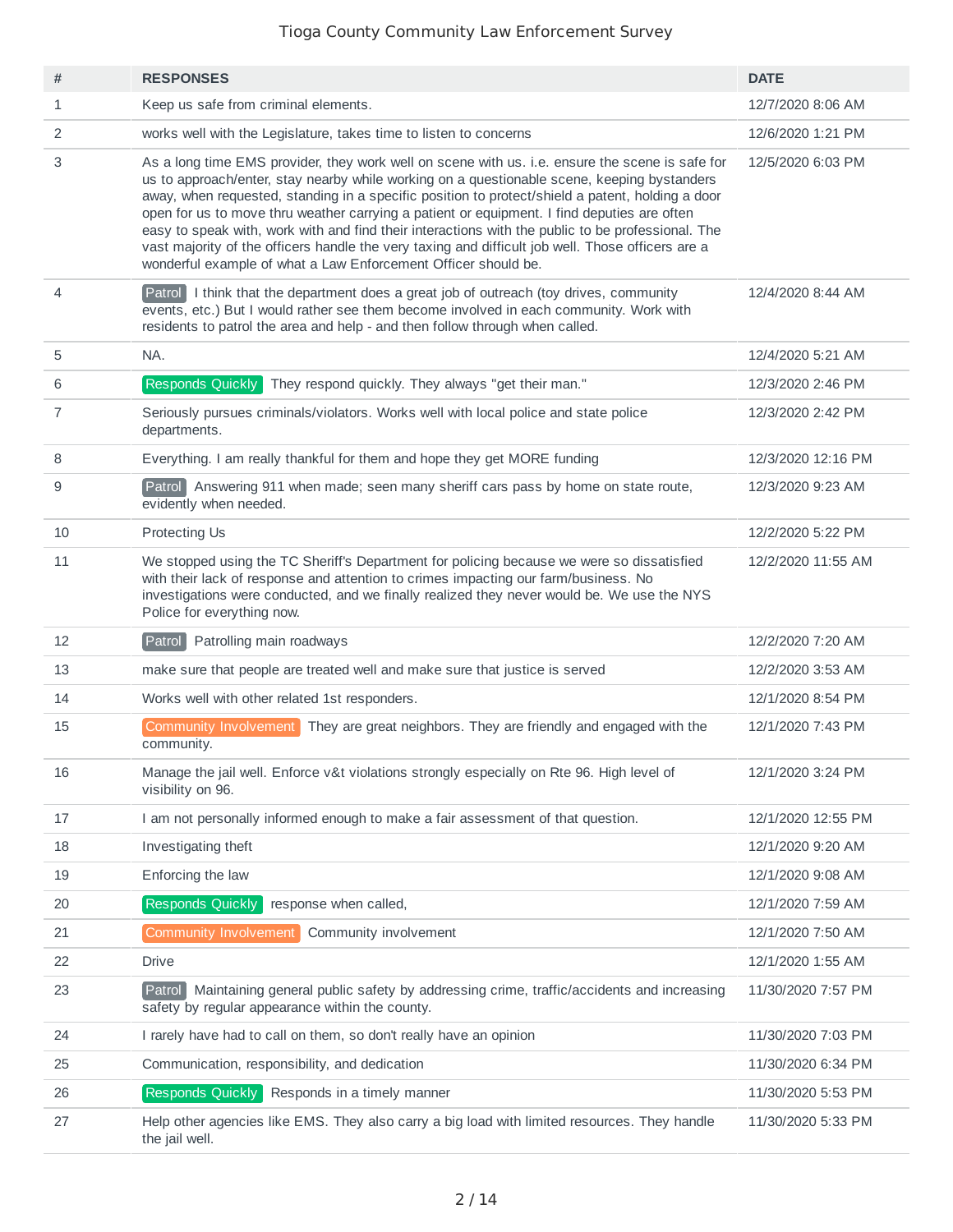Tioga County Community Law Enforcement Survey

| # | RESPONSES | DATE |
|---|---|---|
| 1 | Keep us safe from criminal elements. | 12/7/2020 8:06 AM |
| 2 | works well with the Legislature, takes time to listen to concerns | 12/6/2020 1:21 PM |
| 3 | As a long time EMS provider, they work well on scene with us. i.e. ensure the scene is safe for us to approach/enter, stay nearby while working on a questionable scene, keeping bystanders away, when requested, standing in a specific position to protect/shield a patent, holding a door open for us to move thru weather carrying a patient or equipment. I find deputies are often easy to speak with, work with and find their interactions with the public to be professional. The vast majority of the officers handle the very taxing and difficult job well. Those officers are a wonderful example of what a Law Enforcement Officer should be. | 12/5/2020 6:03 PM |
| 4 | Patrol I think that the department does a great job of outreach (toy drives, community events, etc.) But I would rather see them become involved in each community. Work with residents to patrol the area and help - and then follow through when called. | 12/4/2020 8:44 AM |
| 5 | NA. | 12/4/2020 5:21 AM |
| 6 | Responds Quickly They respond quickly. They always "get their man." | 12/3/2020 2:46 PM |
| 7 | Seriously pursues criminals/violators. Works well with local police and state police departments. | 12/3/2020 2:42 PM |
| 8 | Everything. I am really thankful for them and hope they get MORE funding | 12/3/2020 12:16 PM |
| 9 | Patrol Answering 911 when made; seen many sheriff cars pass by home on state route, evidently when needed. | 12/3/2020 9:23 AM |
| 10 | Protecting Us | 12/2/2020 5:22 PM |
| 11 | We stopped using the TC Sheriff's Department for policing because we were so dissatisfied with their lack of response and attention to crimes impacting our farm/business. No investigations were conducted, and we finally realized they never would be. We use the NYS Police for everything now. | 12/2/2020 11:55 AM |
| 12 | Patrol Patrolling main roadways | 12/2/2020 7:20 AM |
| 13 | make sure that people are treated well and make sure that justice is served | 12/2/2020 3:53 AM |
| 14 | Works well with other related 1st responders. | 12/1/2020 8:54 PM |
| 15 | Community Involvement They are great neighbors. They are friendly and engaged with the community. | 12/1/2020 7:43 PM |
| 16 | Manage the jail well. Enforce v&t violations strongly especially on Rte 96. High level of visibility on 96. | 12/1/2020 3:24 PM |
| 17 | I am not personally informed enough to make a fair assessment of that question. | 12/1/2020 12:55 PM |
| 18 | Investigating theft | 12/1/2020 9:20 AM |
| 19 | Enforcing the law | 12/1/2020 9:08 AM |
| 20 | Responds Quickly response when called, | 12/1/2020 7:59 AM |
| 21 | Community Involvement Community involvement | 12/1/2020 7:50 AM |
| 22 | Drive | 12/1/2020 1:55 AM |
| 23 | Patrol Maintaining general public safety by addressing crime, traffic/accidents and increasing safety by regular appearance within the county. | 11/30/2020 7:57 PM |
| 24 | I rarely have had to call on them, so don't really have an opinion | 11/30/2020 7:03 PM |
| 25 | Communication, responsibility, and dedication | 11/30/2020 6:34 PM |
| 26 | Responds Quickly Responds in a timely manner | 11/30/2020 5:53 PM |
| 27 | Help other agencies like EMS. They also carry a big load with limited resources. They handle the jail well. | 11/30/2020 5:33 PM |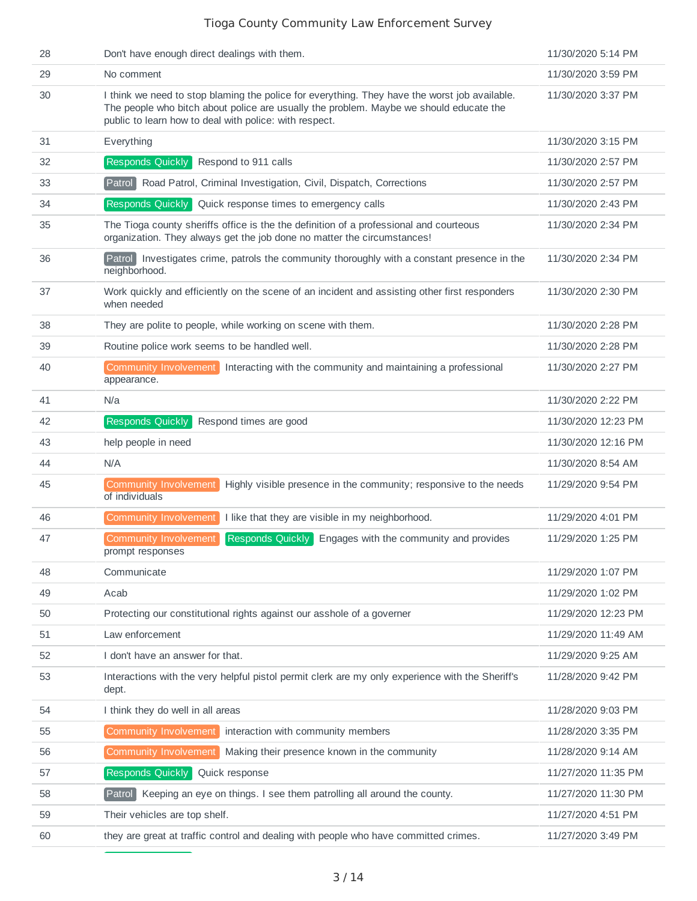| | | |
|---|---|---|
| 28 | Don't have enough direct dealings with them. | 11/30/2020 5:14 PM |
| 29 | No comment | 11/30/2020 3:59 PM |
| 30 | I think we need to stop blaming the police for everything. They have the worst job available. The people who bitch about police are usually the problem. Maybe we should educate the public to learn how to deal with police: with respect. | 11/30/2020 3:37 PM |
| 31 | Everything | 11/30/2020 3:15 PM |
| 32 | Responds Quickly Respond to 911 calls | 11/30/2020 2:57 PM |
| 33 | Patrol Road Patrol, Criminal Investigation, Civil, Dispatch, Corrections | 11/30/2020 2:57 PM |
| 34 | Responds Quickly Quick response times to emergency calls | 11/30/2020 2:43 PM |
| 35 | The Tioga county sheriffs office is the the definition of a professional and courteous organization. They always get the job done no matter the circumstances! | 11/30/2020 2:34 PM |
| 36 | Patrol Investigates crime, patrols the community thoroughly with a constant presence in the neighborhood. | 11/30/2020 2:34 PM |
| 37 | Work quickly and efficiently on the scene of an incident and assisting other first responders when needed | 11/30/2020 2:30 PM |
| 38 | They are polite to people, while working on scene with them. | 11/30/2020 2:28 PM |
| 39 | Routine police work seems to be handled well. | 11/30/2020 2:28 PM |
| 40 | Community Involvement Interacting with the community and maintaining a professional appearance. | 11/30/2020 2:27 PM |
| 41 | N/a | 11/30/2020 2:22 PM |
| 42 | Responds Quickly Respond times are good | 11/30/2020 12:23 PM |
| 43 | help people in need | 11/30/2020 12:16 PM |
| 44 | N/A | 11/30/2020 8:54 AM |
| 45 | Community Involvement Highly visible presence in the community; responsive to the needs of individuals | 11/29/2020 9:54 PM |
| 46 | Community Involvement I like that they are visible in my neighborhood. | 11/29/2020 4:01 PM |
| 47 | Community Involvement Responds Quickly Engages with the community and provides prompt responses | 11/29/2020 1:25 PM |
| 48 | Communicate | 11/29/2020 1:07 PM |
| 49 | Acab | 11/29/2020 1:02 PM |
| 50 | Protecting our constitutional rights against our asshole of a governer | 11/29/2020 12:23 PM |
| 51 | Law enforcement | 11/29/2020 11:49 AM |
| 52 | I don't have an answer for that. | 11/29/2020 9:25 AM |
| 53 | Interactions with the very helpful pistol permit clerk are my only experience with the Sheriff's dept. | 11/28/2020 9:42 PM |
| 54 | I think they do well in all areas | 11/28/2020 9:03 PM |
| 55 | Community Involvement interaction with community members | 11/28/2020 3:35 PM |
| 56 | Community Involvement Making their presence known in the community | 11/28/2020 9:14 AM |
| 57 | Responds Quickly Quick response | 11/27/2020 11:35 PM |
| 58 | Patrol Keeping an eye on things. I see them patrolling all around the county. | 11/27/2020 11:30 PM |
| 59 | Their vehicles are top shelf. | 11/27/2020 4:51 PM |
| 60 | they are great at traffic control and dealing with people who have committed crimes. | 11/27/2020 3:49 PM |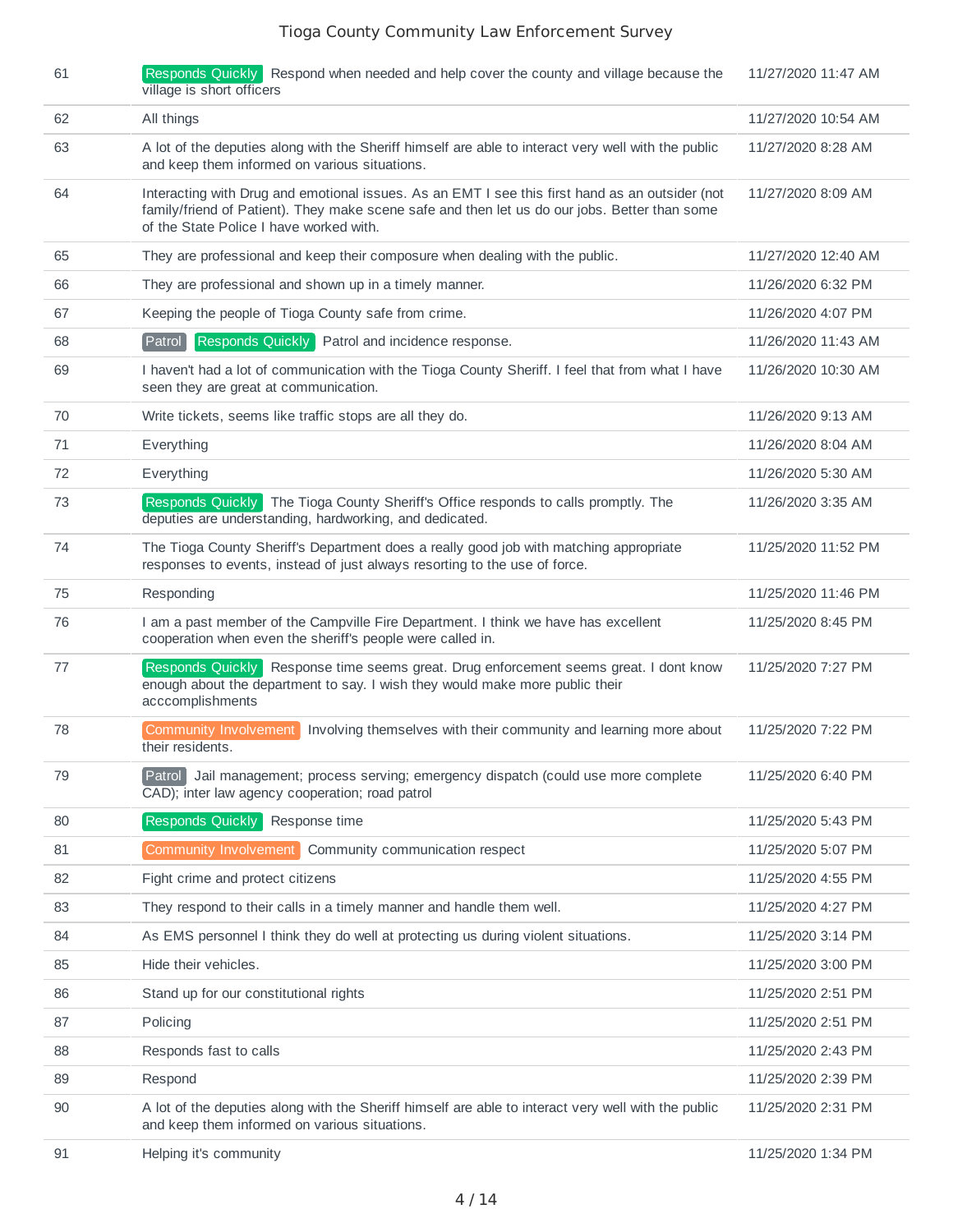| | | |
|---|---|---|
| 61 | Responds Quickly Respond when needed and help cover the county and village because the village is short officers | 11/27/2020 11:47 AM |
| 62 | All things | 11/27/2020 10:54 AM |
| 63 | A lot of the deputies along with the Sheriff himself are able to interact very well with the public and keep them informed on various situations. | 11/27/2020 8:28 AM |
| 64 | Interacting with Drug and emotional issues. As an EMT I see this first hand as an outsider (not family/friend of Patient). They make scene safe and then let us do our jobs. Better than some of the State Police I have worked with. | 11/27/2020 8:09 AM |
| 65 | They are professional and keep their composure when dealing with the public. | 11/27/2020 12:40 AM |
| 66 | They are professional and shown up in a timely manner. | 11/26/2020 6:32 PM |
| 67 | Keeping the people of Tioga County safe from crime. | 11/26/2020 4:07 PM |
| 68 | Patrol Responds Quickly Patrol and incidence response. | 11/26/2020 11:43 AM |
| 69 | I haven't had a lot of communication with the Tioga County Sheriff. I feel that from what I have seen they are great at communication. | 11/26/2020 10:30 AM |
| 70 | Write tickets, seems like traffic stops are all they do. | 11/26/2020 9:13 AM |
| 71 | Everything | 11/26/2020 8:04 AM |
| 72 | Everything | 11/26/2020 5:30 AM |
| 73 | Responds Quickly The Tioga County Sheriff's Office responds to calls promptly. The deputies are understanding, hardworking, and dedicated. | 11/26/2020 3:35 AM |
| 74 | The Tioga County Sheriff's Department does a really good job with matching appropriate responses to events, instead of just always resorting to the use of force. | 11/25/2020 11:52 PM |
| 75 | Responding | 11/25/2020 11:46 PM |
| 76 | I am a past member of the Campville Fire Department. I think we have has excellent cooperation when even the sheriff's people were called in. | 11/25/2020 8:45 PM |
| 77 | Responds Quickly Response time seems great. Drug enforcement seems great. I dont know enough about the department to say. I wish they would make more public their acccomplishments | 11/25/2020 7:27 PM |
| 78 | Community Involvement Involving themselves with their community and learning more about their residents. | 11/25/2020 7:22 PM |
| 79 | Patrol Jail management; process serving; emergency dispatch (could use more complete CAD); inter law agency cooperation; road patrol | 11/25/2020 6:40 PM |
| 80 | Responds Quickly Response time | 11/25/2020 5:43 PM |
| 81 | Community Involvement Community communication respect | 11/25/2020 5:07 PM |
| 82 | Fight crime and protect citizens | 11/25/2020 4:55 PM |
| 83 | They respond to their calls in a timely manner and handle them well. | 11/25/2020 4:27 PM |
| 84 | As EMS personnel I think they do well at protecting us during violent situations. | 11/25/2020 3:14 PM |
| 85 | Hide their vehicles. | 11/25/2020 3:00 PM |
| 86 | Stand up for our constitutional rights | 11/25/2020 2:51 PM |
| 87 | Policing | 11/25/2020 2:51 PM |
| 88 | Responds fast to calls | 11/25/2020 2:43 PM |
| 89 | Respond | 11/25/2020 2:39 PM |
| 90 | A lot of the deputies along with the Sheriff himself are able to interact very well with the public and keep them informed on various situations. | 11/25/2020 2:31 PM |
| 91 | Helping it's community | 11/25/2020 1:34 PM |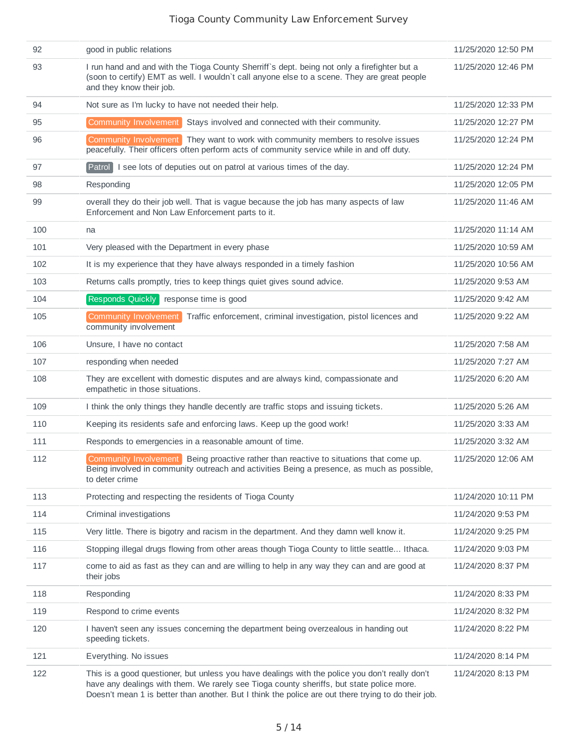| | | |
|---|---|---|
| 92 | good in public relations | 11/25/2020 12:50 PM |
| 93 | I run hand and and with the Tioga County Sherriff`s dept. being not only a firefighter but a (soon to certify) EMT as well. I wouldn`t call anyone else to a scene. They are great people and they know their job. | 11/25/2020 12:46 PM |
| 94 | Not sure as I'm lucky to have not needed their help. | 11/25/2020 12:33 PM |
| 95 | Community Involvement Stays involved and connected with their community. | 11/25/2020 12:27 PM |
| 96 | Community Involvement They want to work with community members to resolve issues peacefully. Their officers often perform acts of community service while in and off duty. | 11/25/2020 12:24 PM |
| 97 | Patrol I see lots of deputies out on patrol at various times of the day. | 11/25/2020 12:24 PM |
| 98 | Responding | 11/25/2020 12:05 PM |
| 99 | overall they do their job well. That is vague because the job has many aspects of law Enforcement and Non Law Enforcement parts to it. | 11/25/2020 11:46 AM |
| 100 | na | 11/25/2020 11:14 AM |
| 101 | Very pleased with the Department in every phase | 11/25/2020 10:59 AM |
| 102 | It is my experience that they have always responded in a timely fashion | 11/25/2020 10:56 AM |
| 103 | Returns calls promptly, tries to keep things quiet gives sound advice. | 11/25/2020 9:53 AM |
| 104 | Responds Quickly response time is good | 11/25/2020 9:42 AM |
| 105 | Community Involvement Traffic enforcement, criminal investigation, pistol licences and community involvement | 11/25/2020 9:22 AM |
| 106 | Unsure, I have no contact | 11/25/2020 7:58 AM |
| 107 | responding when needed | 11/25/2020 7:27 AM |
| 108 | They are excellent with domestic disputes and are always kind, compassionate and empathetic in those situations. | 11/25/2020 6:20 AM |
| 109 | I think the only things they handle decently are traffic stops and issuing tickets. | 11/25/2020 5:26 AM |
| 110 | Keeping its residents safe and enforcing laws. Keep up the good work! | 11/25/2020 3:33 AM |
| 111 | Responds to emergencies in a reasonable amount of time. | 11/25/2020 3:32 AM |
| 112 | Community Involvement Being proactive rather than reactive to situations that come up. Being involved in community outreach and activities Being a presence, as much as possible, to deter crime | 11/25/2020 12:06 AM |
| 113 | Protecting and respecting the residents of Tioga County | 11/24/2020 10:11 PM |
| 114 | Criminal investigations | 11/24/2020 9:53 PM |
| 115 | Very little. There is bigotry and racism in the department. And they damn well know it. | 11/24/2020 9:25 PM |
| 116 | Stopping illegal drugs flowing from other areas though Tioga County to little seattle... Ithaca. | 11/24/2020 9:03 PM |
| 117 | come to aid as fast as they can and are willing to help in any way they can and are good at their jobs | 11/24/2020 8:37 PM |
| 118 | Responding | 11/24/2020 8:33 PM |
| 119 | Respond to crime events | 11/24/2020 8:32 PM |
| 120 | I haven't seen any issues concerning the department being overzealous in handing out speeding tickets. | 11/24/2020 8:22 PM |
| 121 | Everything. No issues | 11/24/2020 8:14 PM |
| 122 | This is a good questioner, but unless you have dealings with the police you don't really don't have any dealings with them. We rarely see Tioga county sheriffs, but state police more. Doesn't mean 1 is better than another. But I think the police are out there trying to do their job. | 11/24/2020 8:13 PM |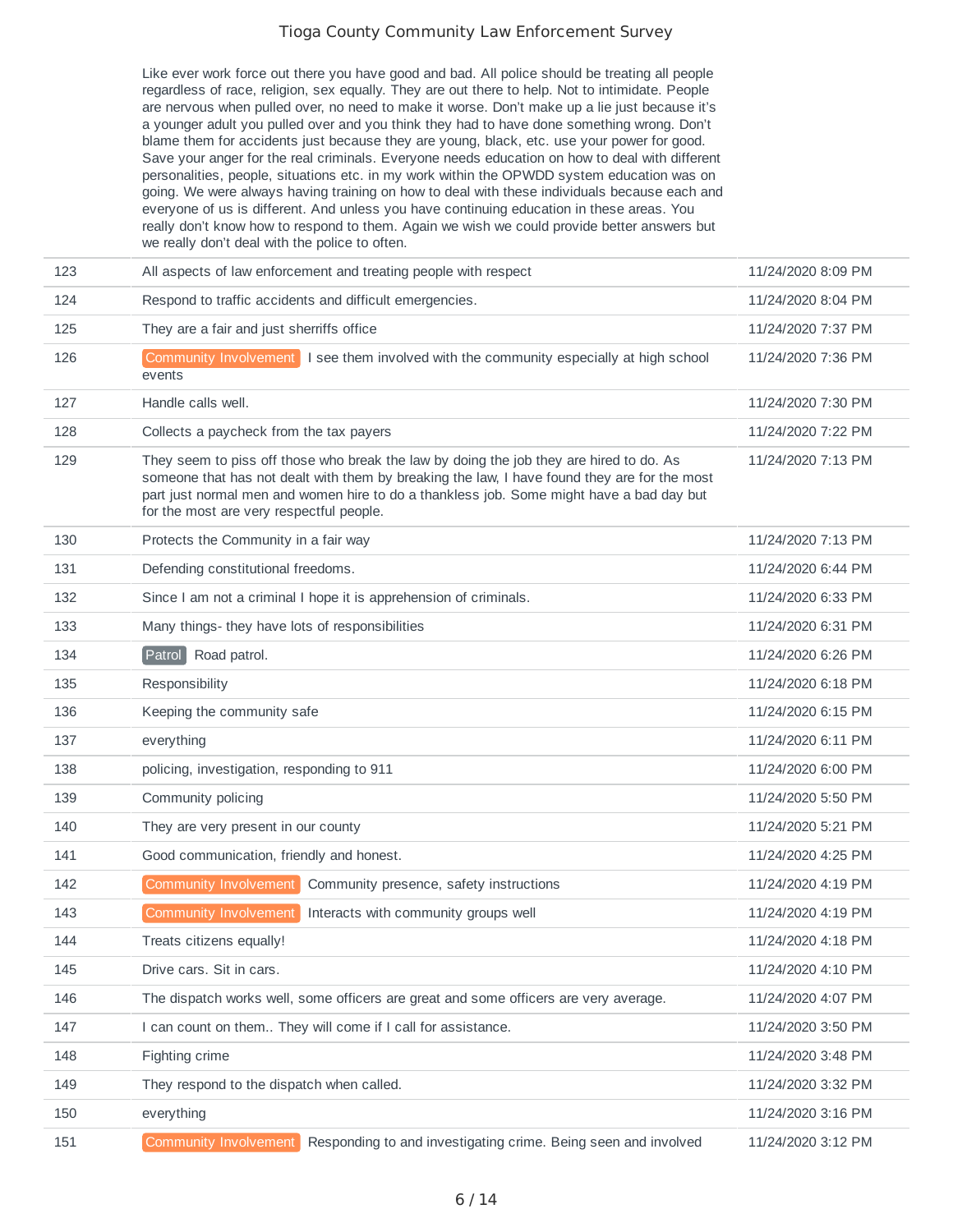| | | |
|---|---|---|
| | Like ever work force out there you have good and bad. All police should be treating all people regardless of race, religion, sex equally. They are out there to help. Not to intimidate. People are nervous when pulled over, no need to make it worse. Don't make up a lie just because it's a younger adult you pulled over and you think they had to have done something wrong. Don't blame them for accidents just because they are young, black, etc. use your power for good. Save your anger for the real criminals. Everyone needs education on how to deal with different personalities, people, situations etc. in my work within the OPWDD system education was on going. We were always having training on how to deal with these individuals because each and everyone of us is different. And unless you have continuing education in these areas. You really don't know how to respond to them. Again we wish we could provide better answers but we really don't deal with the police to often. | |
| 123 | All aspects of law enforcement and treating people with respect | 11/24/2020 8:09 PM |
| 124 | Respond to traffic accidents and difficult emergencies. | 11/24/2020 8:04 PM |
| 125 | They are a fair and just sherriffs office | 11/24/2020 7:37 PM |
| 126 | Community Involvement I see them involved with the community especially at high school events | 11/24/2020 7:36 PM |
| 127 | Handle calls well. | 11/24/2020 7:30 PM |
| 128 | Collects a paycheck from the tax payers | 11/24/2020 7:22 PM |
| 129 | They seem to piss off those who break the law by doing the job they are hired to do. As someone that has not dealt with them by breaking the law, I have found they are for the most part just normal men and women hire to do a thankless job. Some might have a bad day but for the most are very respectful people. | 11/24/2020 7:13 PM |
| 130 | Protects the Community in a fair way | 11/24/2020 7:13 PM |
| 131 | Defending constitutional freedoms. | 11/24/2020 6:44 PM |
| 132 | Since I am not a criminal I hope it is apprehension of criminals. | 11/24/2020 6:33 PM |
| 133 | Many things- they have lots of responsibilities | 11/24/2020 6:31 PM |
| 134 | Patrol Road patrol. | 11/24/2020 6:26 PM |
| 135 | Responsibility | 11/24/2020 6:18 PM |
| 136 | Keeping the community safe | 11/24/2020 6:15 PM |
| 137 | everything | 11/24/2020 6:11 PM |
| 138 | policing, investigation, responding to 911 | 11/24/2020 6:00 PM |
| 139 | Community policing | 11/24/2020 5:50 PM |
| 140 | They are very present in our county | 11/24/2020 5:21 PM |
| 141 | Good communication, friendly and honest. | 11/24/2020 4:25 PM |
| 142 | Community Involvement Community presence, safety instructions | 11/24/2020 4:19 PM |
| 143 | Community Involvement Interacts with community groups well | 11/24/2020 4:19 PM |
| 144 | Treats citizens equally! | 11/24/2020 4:18 PM |
| 145 | Drive cars. Sit in cars. | 11/24/2020 4:10 PM |
| 146 | The dispatch works well, some officers are great and some officers are very average. | 11/24/2020 4:07 PM |
| 147 | I can count on them.. They will come if I call for assistance. | 11/24/2020 3:50 PM |
| 148 | Fighting crime | 11/24/2020 3:48 PM |
| 149 | They respond to the dispatch when called. | 11/24/2020 3:32 PM |
| 150 | everything | 11/24/2020 3:16 PM |
| 151 | Community Involvement Responding to and investigating crime. Being seen and involved | 11/24/2020 3:12 PM |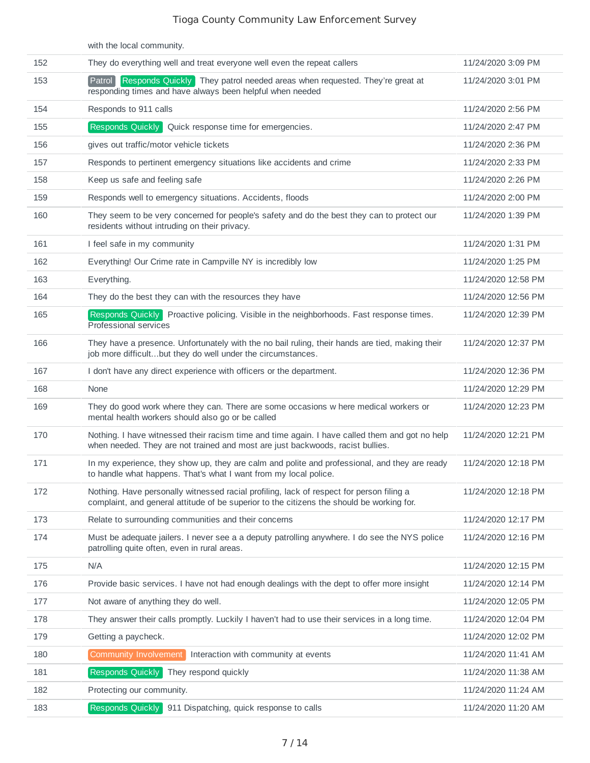| | | |
|---|---|---|
| | with the local community. | |
| 152 | They do everything well and treat everyone well even the repeat callers | 11/24/2020 3:09 PM |
| 153 | Patrol Responds Quickly They patrol needed areas when requested. They're great at responding times and have always been helpful when needed | 11/24/2020 3:01 PM |
| 154 | Responds to 911 calls | 11/24/2020 2:56 PM |
| 155 | Responds Quickly Quick response time for emergencies. | 11/24/2020 2:47 PM |
| 156 | gives out traffic/motor vehicle tickets | 11/24/2020 2:36 PM |
| 157 | Responds to pertinent emergency situations like accidents and crime | 11/24/2020 2:33 PM |
| 158 | Keep us safe and feeling safe | 11/24/2020 2:26 PM |
| 159 | Responds well to emergency situations. Accidents, floods | 11/24/2020 2:00 PM |
| 160 | They seem to be very concerned for people's safety and do the best they can to protect our residents without intruding on their privacy. | 11/24/2020 1:39 PM |
| 161 | I feel safe in my community | 11/24/2020 1:31 PM |
| 162 | Everything! Our Crime rate in Campville NY is incredibly low | 11/24/2020 1:25 PM |
| 163 | Everything. | 11/24/2020 12:58 PM |
| 164 | They do the best they can with the resources they have | 11/24/2020 12:56 PM |
| 165 | Responds Quickly Proactive policing. Visible in the neighborhoods. Fast response times. Professional services | 11/24/2020 12:39 PM |
| 166 | They have a presence. Unfortunately with the no bail ruling, their hands are tied, making their job more difficult...but they do well under the circumstances. | 11/24/2020 12:37 PM |
| 167 | I don't have any direct experience with officers or the department. | 11/24/2020 12:36 PM |
| 168 | None | 11/24/2020 12:29 PM |
| 169 | They do good work where they can. There are some occasions w here medical workers or mental health workers should also go or be called | 11/24/2020 12:23 PM |
| 170 | Nothing. I have witnessed their racism time and time again. I have called them and got no help when needed. They are not trained and most are just backwoods, racist bullies. | 11/24/2020 12:21 PM |
| 171 | In my experience, they show up, they are calm and polite and professional, and they are ready to handle what happens. That's what I want from my local police. | 11/24/2020 12:18 PM |
| 172 | Nothing. Have personally witnessed racial profiling, lack of respect for person filing a complaint, and general attitude of be superior to the citizens the should be working for. | 11/24/2020 12:18 PM |
| 173 | Relate to surrounding communities and their concerns | 11/24/2020 12:17 PM |
| 174 | Must be adequate jailers. I never see a a deputy patrolling anywhere. I do see the NYS police patrolling quite often, even in rural areas. | 11/24/2020 12:16 PM |
| 175 | N/A | 11/24/2020 12:15 PM |
| 176 | Provide basic services. I have not had enough dealings with the dept to offer more insight | 11/24/2020 12:14 PM |
| 177 | Not aware of anything they do well. | 11/24/2020 12:05 PM |
| 178 | They answer their calls promptly. Luckily I haven't had to use their services in a long time. | 11/24/2020 12:04 PM |
| 179 | Getting a paycheck. | 11/24/2020 12:02 PM |
| 180 | Community Involvement Interaction with community at events | 11/24/2020 11:41 AM |
| 181 | Responds Quickly They respond quickly | 11/24/2020 11:38 AM |
| 182 | Protecting our community. | 11/24/2020 11:24 AM |
| 183 | Responds Quickly 911 Dispatching, quick response to calls | 11/24/2020 11:20 AM |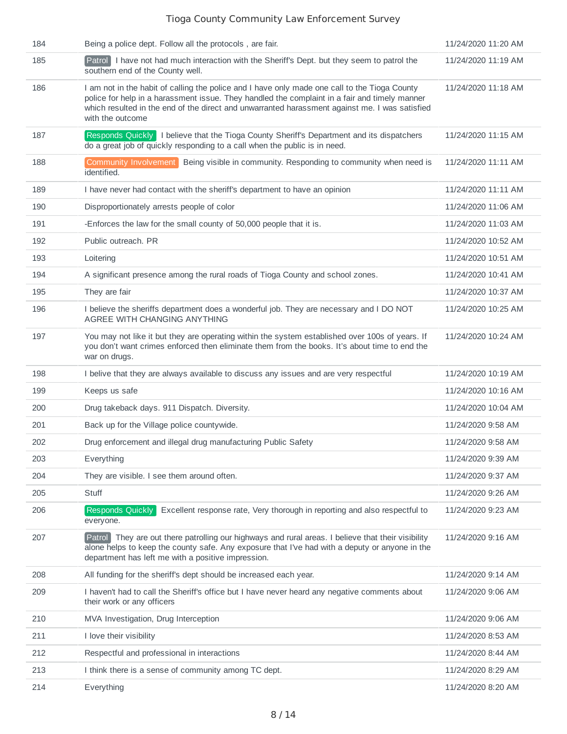| | | |
|---|---|---|
| 184 | Being a police dept. Follow all the protocols , are fair. | 11/24/2020 11:20 AM |
| 185 | Patrol I have not had much interaction with the Sheriff's Dept. but they seem to patrol the southern end of the County well. | 11/24/2020 11:19 AM |
| 186 | I am not in the habit of calling the police and I have only made one call to the Tioga County police for help in a harassment issue. They handled the complaint in a fair and timely manner which resulted in the end of the direct and unwarranted harassment against me. I was satisfied with the outcome | 11/24/2020 11:18 AM |
| 187 | Responds Quickly I believe that the Tioga County Sheriff's Department and its dispatchers do a great job of quickly responding to a call when the public is in need. | 11/24/2020 11:15 AM |
| 188 | Community Involvement Being visible in community. Responding to community when need is identified. | 11/24/2020 11:11 AM |
| 189 | I have never had contact with the sheriff's department to have an opinion | 11/24/2020 11:11 AM |
| 190 | Disproportionately arrests people of color | 11/24/2020 11:06 AM |
| 191 | -Enforces the law for the small county of 50,000 people that it is. | 11/24/2020 11:03 AM |
| 192 | Public outreach. PR | 11/24/2020 10:52 AM |
| 193 | Loitering | 11/24/2020 10:51 AM |
| 194 | A significant presence among the rural roads of Tioga County and school zones. | 11/24/2020 10:41 AM |
| 195 | They are fair | 11/24/2020 10:37 AM |
| 196 | I believe the sheriffs department does a wonderful job. They are necessary and I DO NOT AGREE WITH CHANGING ANYTHING | 11/24/2020 10:25 AM |
| 197 | You may not like it but they are operating within the system established over 100s of years. If you don't want crimes enforced then eliminate them from the books. It's about time to end the war on drugs. | 11/24/2020 10:24 AM |
| 198 | I belive that they are always available to discuss any issues and are very respectful | 11/24/2020 10:19 AM |
| 199 | Keeps us safe | 11/24/2020 10:16 AM |
| 200 | Drug takeback days. 911 Dispatch. Diversity. | 11/24/2020 10:04 AM |
| 201 | Back up for the Village police countywide. | 11/24/2020 9:58 AM |
| 202 | Drug enforcement and illegal drug manufacturing Public Safety | 11/24/2020 9:58 AM |
| 203 | Everything | 11/24/2020 9:39 AM |
| 204 | They are visible. I see them around often. | 11/24/2020 9:37 AM |
| 205 | Stuff | 11/24/2020 9:26 AM |
| 206 | Responds Quickly Excellent response rate, Very thorough in reporting and also respectful to everyone. | 11/24/2020 9:23 AM |
| 207 | Patrol They are out there patrolling our highways and rural areas. I believe that their visibility alone helps to keep the county safe. Any exposure that I've had with a deputy or anyone in the department has left me with a positive impression. | 11/24/2020 9:16 AM |
| 208 | All funding for the sheriff's dept should be increased each year. | 11/24/2020 9:14 AM |
| 209 | I haven't had to call the Sheriff's office but I have never heard any negative comments about their work or any officers | 11/24/2020 9:06 AM |
| 210 | MVA Investigation, Drug Interception | 11/24/2020 9:06 AM |
| 211 | I love their visibility | 11/24/2020 8:53 AM |
| 212 | Respectful and professional in interactions | 11/24/2020 8:44 AM |
| 213 | I think there is a sense of community among TC dept. | 11/24/2020 8:29 AM |
| 214 | Everything | 11/24/2020 8:20 AM |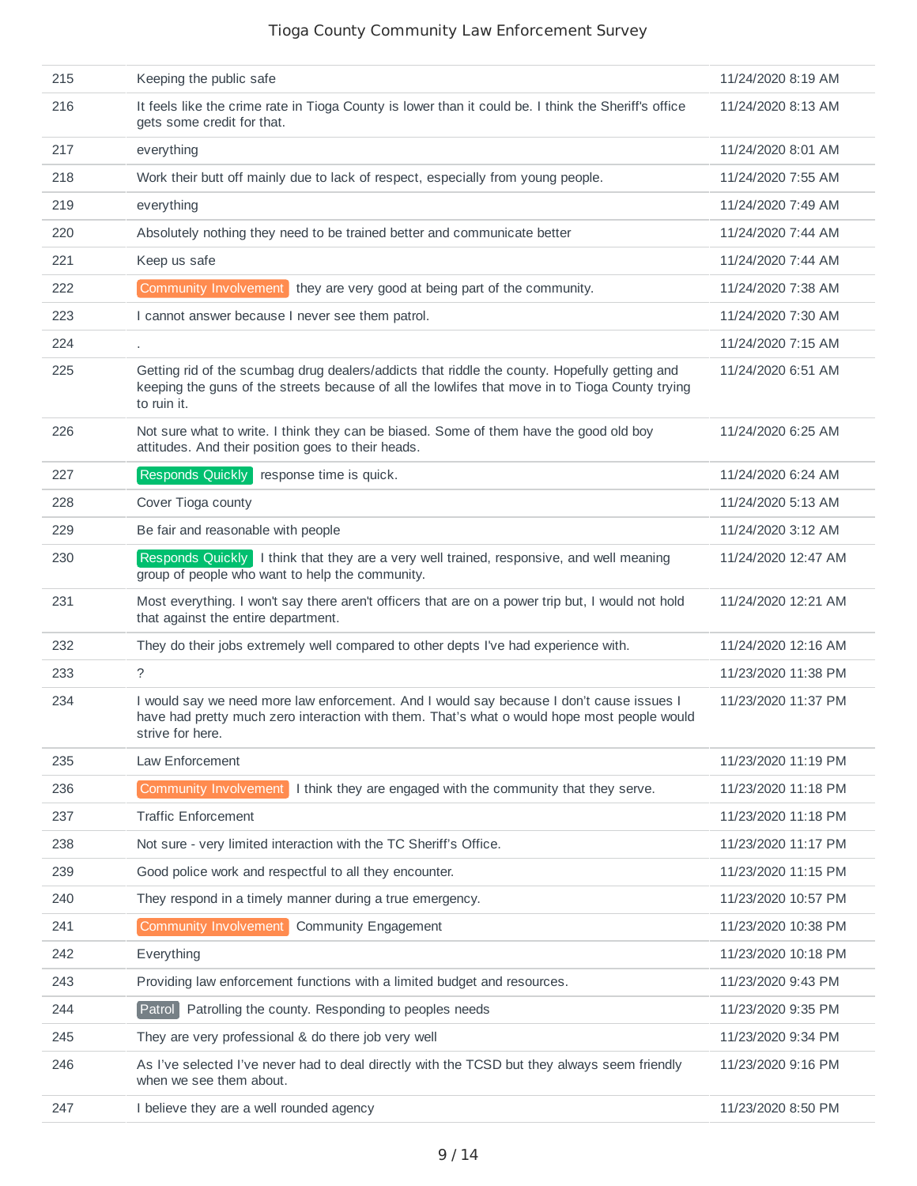| | | |
|---|---|---|
| 215 | Keeping the public safe | 11/24/2020 8:19 AM |
| 216 | It feels like the crime rate in Tioga County is lower than it could be. I think the Sheriff's office gets some credit for that. | 11/24/2020 8:13 AM |
| 217 | everything | 11/24/2020 8:01 AM |
| 218 | Work their butt off mainly due to lack of respect, especially from young people. | 11/24/2020 7:55 AM |
| 219 | everything | 11/24/2020 7:49 AM |
| 220 | Absolutely nothing they need to be trained better and communicate better | 11/24/2020 7:44 AM |
| 221 | Keep us safe | 11/24/2020 7:44 AM |
| 222 | Community Involvement they are very good at being part of the community. | 11/24/2020 7:38 AM |
| 223 | I cannot answer because I never see them patrol. | 11/24/2020 7:30 AM |
| 224 | . | 11/24/2020 7:15 AM |
| 225 | Getting rid of the scumbag drug dealers/addicts that riddle the county. Hopefully getting and keeping the guns of the streets because of all the lowlifes that move in to Tioga County trying to ruin it. | 11/24/2020 6:51 AM |
| 226 | Not sure what to write. I think they can be biased. Some of them have the good old boy attitudes. And their position goes to their heads. | 11/24/2020 6:25 AM |
| 227 | Responds Quickly response time is quick. | 11/24/2020 6:24 AM |
| 228 | Cover Tioga county | 11/24/2020 5:13 AM |
| 229 | Be fair and reasonable with people | 11/24/2020 3:12 AM |
| 230 | Responds Quickly I think that they are a very well trained, responsive, and well meaning group of people who want to help the community. | 11/24/2020 12:47 AM |
| 231 | Most everything. I won't say there aren't officers that are on a power trip but, I would not hold that against the entire department. | 11/24/2020 12:21 AM |
| 232 | They do their jobs extremely well compared to other depts I've had experience with. | 11/24/2020 12:16 AM |
| 233 | ? | 11/23/2020 11:38 PM |
| 234 | I would say we need more law enforcement. And I would say because I don't cause issues I have had pretty much zero interaction with them. That's what o would hope most people would strive for here. | 11/23/2020 11:37 PM |
| 235 | Law Enforcement | 11/23/2020 11:19 PM |
| 236 | Community Involvement I think they are engaged with the community that they serve. | 11/23/2020 11:18 PM |
| 237 | Traffic Enforcement | 11/23/2020 11:18 PM |
| 238 | Not sure - very limited interaction with the TC Sheriff's Office. | 11/23/2020 11:17 PM |
| 239 | Good police work and respectful to all they encounter. | 11/23/2020 11:15 PM |
| 240 | They respond in a timely manner during a true emergency. | 11/23/2020 10:57 PM |
| 241 | Community Involvement Community Engagement | 11/23/2020 10:38 PM |
| 242 | Everything | 11/23/2020 10:18 PM |
| 243 | Providing law enforcement functions with a limited budget and resources. | 11/23/2020 9:43 PM |
| 244 | Patrol Patrolling the county. Responding to peoples needs | 11/23/2020 9:35 PM |
| 245 | They are very professional & do there job very well | 11/23/2020 9:34 PM |
| 246 | As I've selected I've never had to deal directly with the TCSD but they always seem friendly when we see them about. | 11/23/2020 9:16 PM |
| 247 | I believe they are a well rounded agency | 11/23/2020 8:50 PM |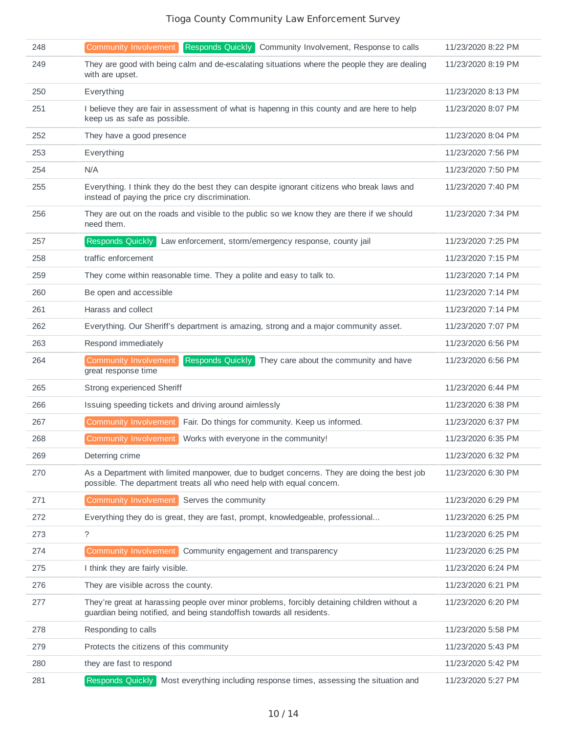| | | |
|---|---|---|
| 248 | Community Involvement Responds Quickly Community Involvement, Response to calls | 11/23/2020 8:22 PM |
| 249 | They are good with being calm and de-escalating situations where the people they are dealing with are upset. | 11/23/2020 8:19 PM |
| 250 | Everything | 11/23/2020 8:13 PM |
| 251 | I believe they are fair in assessment of what is hapenng in this county and are here to help keep us as safe as possible. | 11/23/2020 8:07 PM |
| 252 | They have a good presence | 11/23/2020 8:04 PM |
| 253 | Everything | 11/23/2020 7:56 PM |
| 254 | N/A | 11/23/2020 7:50 PM |
| 255 | Everything. I think they do the best they can despite ignorant citizens who break laws and instead of paying the price cry discrimination. | 11/23/2020 7:40 PM |
| 256 | They are out on the roads and visible to the public so we know they are there if we should need them. | 11/23/2020 7:34 PM |
| 257 | Responds Quickly Law enforcement, storm/emergency response, county jail | 11/23/2020 7:25 PM |
| 258 | traffic enforcement | 11/23/2020 7:15 PM |
| 259 | They come within reasonable time. They a polite and easy to talk to. | 11/23/2020 7:14 PM |
| 260 | Be open and accessible | 11/23/2020 7:14 PM |
| 261 | Harass and collect | 11/23/2020 7:14 PM |
| 262 | Everything. Our Sheriff's department is amazing, strong and a major community asset. | 11/23/2020 7:07 PM |
| 263 | Respond immediately | 11/23/2020 6:56 PM |
| 264 | Community Involvement Responds Quickly They care about the community and have great response time | 11/23/2020 6:56 PM |
| 265 | Strong experienced Sheriff | 11/23/2020 6:44 PM |
| 266 | Issuing speeding tickets and driving around aimlessly | 11/23/2020 6:38 PM |
| 267 | Community Involvement Fair. Do things for community. Keep us informed. | 11/23/2020 6:37 PM |
| 268 | Community Involvement Works with everyone in the community! | 11/23/2020 6:35 PM |
| 269 | Deterring crime | 11/23/2020 6:32 PM |
| 270 | As a Department with limited manpower, due to budget concerns. They are doing the best job possible. The department treats all who need help with equal concern. | 11/23/2020 6:30 PM |
| 271 | Community Involvement Serves the community | 11/23/2020 6:29 PM |
| 272 | Everything they do is great, they are fast, prompt, knowledgeable, professional... | 11/23/2020 6:25 PM |
| 273 | ? | 11/23/2020 6:25 PM |
| 274 | Community Involvement Community engagement and transparency | 11/23/2020 6:25 PM |
| 275 | I think they are fairly visible. | 11/23/2020 6:24 PM |
| 276 | They are visible across the county. | 11/23/2020 6:21 PM |
| 277 | They're great at harassing people over minor problems, forcibly detaining children without a guardian being notified, and being standoffish towards all residents. | 11/23/2020 6:20 PM |
| 278 | Responding to calls | 11/23/2020 5:58 PM |
| 279 | Protects the citizens of this community | 11/23/2020 5:43 PM |
| 280 | they are fast to respond | 11/23/2020 5:42 PM |
| 281 | Responds Quickly Most everything including response times, assessing the situation and | 11/23/2020 5:27 PM |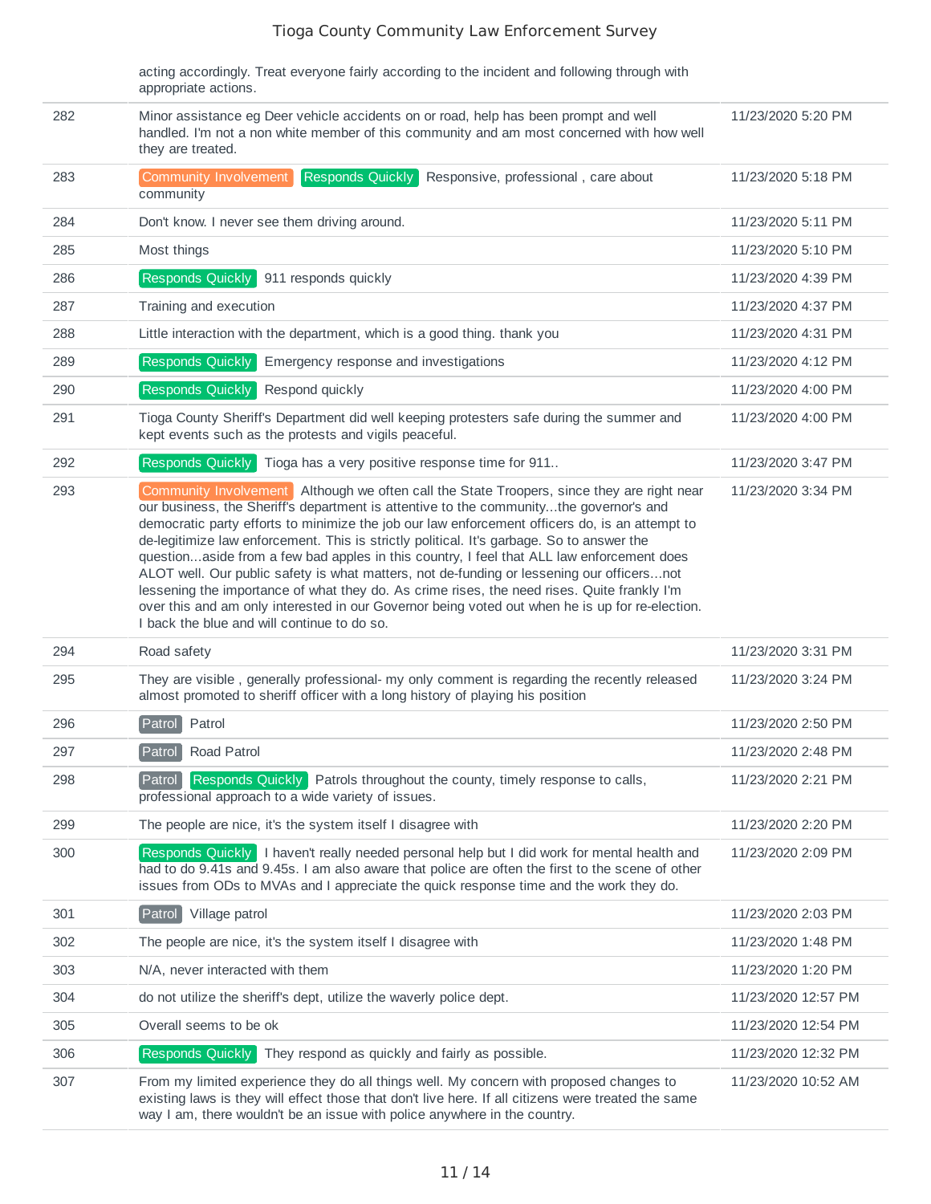| | | |
|---|---|---|
| | acting accordingly. Treat everyone fairly according to the incident and following through with appropriate actions. | |
| 282 | Minor assistance eg Deer vehicle accidents on or road, help has been prompt and well handled. I'm not a non white member of this community and am most concerned with how well they are treated. | 11/23/2020 5:20 PM |
| 283 | Community Involvement Responds Quickly Responsive, professional , care about community | 11/23/2020 5:18 PM |
| 284 | Don't know. I never see them driving around. | 11/23/2020 5:11 PM |
| 285 | Most things | 11/23/2020 5:10 PM |
| 286 | Responds Quickly 911 responds quickly | 11/23/2020 4:39 PM |
| 287 | Training and execution | 11/23/2020 4:37 PM |
| 288 | Little interaction with the department, which is a good thing. thank you | 11/23/2020 4:31 PM |
| 289 | Responds Quickly Emergency response and investigations | 11/23/2020 4:12 PM |
| 290 | Responds Quickly Respond quickly | 11/23/2020 4:00 PM |
| 291 | Tioga County Sheriff's Department did well keeping protesters safe during the summer and kept events such as the protests and vigils peaceful. | 11/23/2020 4:00 PM |
| 292 | Responds Quickly Tioga has a very positive response time for 911.. | 11/23/2020 3:47 PM |
| 293 | Community Involvement Although we often call the State Troopers, since they are right near our business, the Sheriff's department is attentive to the community...the governor's and democratic party efforts to minimize the job our law enforcement officers do, is an attempt to de-legitimize law enforcement. This is strictly political. It's garbage. So to answer the question...aside from a few bad apples in this country, I feel that ALL law enforcement does ALOT well. Our public safety is what matters, not de-funding or lessening our officers...not lessening the importance of what they do. As crime rises, the need rises. Quite frankly I'm over this and am only interested in our Governor being voted out when he is up for re-election. I back the blue and will continue to do so. | 11/23/2020 3:34 PM |
| 294 | Road safety | 11/23/2020 3:31 PM |
| 295 | They are visible , generally professional- my only comment is regarding the recently released almost promoted to sheriff officer with a long history of playing his position | 11/23/2020 3:24 PM |
| 296 | Patrol Patrol | 11/23/2020 2:50 PM |
| 297 | Patrol Road Patrol | 11/23/2020 2:48 PM |
| 298 | Patrol Responds Quickly Patrols throughout the county, timely response to calls, professional approach to a wide variety of issues. | 11/23/2020 2:21 PM |
| 299 | The people are nice, it's the system itself I disagree with | 11/23/2020 2:20 PM |
| 300 | Responds Quickly I haven't really needed personal help but I did work for mental health and had to do 9.41s and 9.45s. I am also aware that police are often the first to the scene of other issues from ODs to MVAs and I appreciate the quick response time and the work they do. | 11/23/2020 2:09 PM |
| 301 | Patrol Village patrol | 11/23/2020 2:03 PM |
| 302 | The people are nice, it's the system itself I disagree with | 11/23/2020 1:48 PM |
| 303 | N/A, never interacted with them | 11/23/2020 1:20 PM |
| 304 | do not utilize the sheriff's dept, utilize the waverly police dept. | 11/23/2020 12:57 PM |
| 305 | Overall seems to be ok | 11/23/2020 12:54 PM |
| 306 | Responds Quickly They respond as quickly and fairly as possible. | 11/23/2020 12:32 PM |
| 307 | From my limited experience they do all things well. My concern with proposed changes to existing laws is they will effect those that don't live here. If all citizens were treated the same way I am, there wouldn't be an issue with police anywhere in the country. | 11/23/2020 10:52 AM |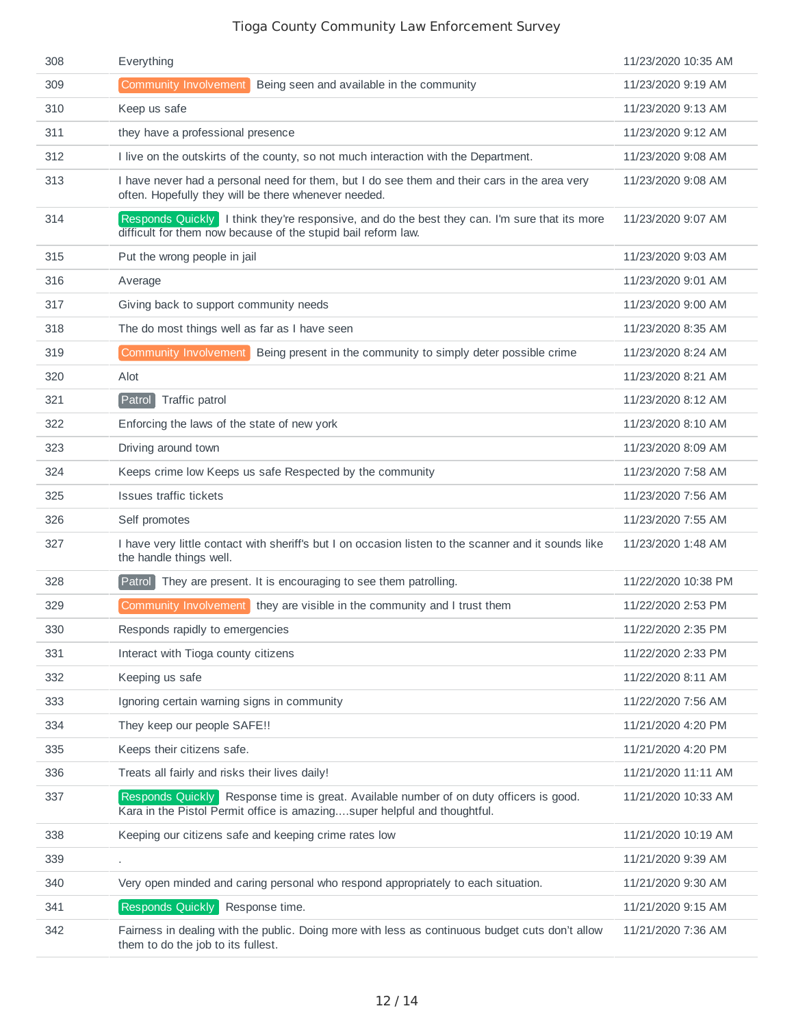| | | |
|---|---|---|
| 308 | Everything | 11/23/2020 10:35 AM |
| 309 | Community Involvement Being seen and available in the community | 11/23/2020 9:19 AM |
| 310 | Keep us safe | 11/23/2020 9:13 AM |
| 311 | they have a professional presence | 11/23/2020 9:12 AM |
| 312 | I live on the outskirts of the county, so not much interaction with the Department. | 11/23/2020 9:08 AM |
| 313 | I have never had a personal need for them, but I do see them and their cars in the area very often. Hopefully they will be there whenever needed. | 11/23/2020 9:08 AM |
| 314 | Responds Quickly I think they're responsive, and do the best they can. I'm sure that its more difficult for them now because of the stupid bail reform law. | 11/23/2020 9:07 AM |
| 315 | Put the wrong people in jail | 11/23/2020 9:03 AM |
| 316 | Average | 11/23/2020 9:01 AM |
| 317 | Giving back to support community needs | 11/23/2020 9:00 AM |
| 318 | The do most things well as far as I have seen | 11/23/2020 8:35 AM |
| 319 | Community Involvement Being present in the community to simply deter possible crime | 11/23/2020 8:24 AM |
| 320 | Alot | 11/23/2020 8:21 AM |
| 321 | Patrol Traffic patrol | 11/23/2020 8:12 AM |
| 322 | Enforcing the laws of the state of new york | 11/23/2020 8:10 AM |
| 323 | Driving around town | 11/23/2020 8:09 AM |
| 324 | Keeps crime low Keeps us safe Respected by the community | 11/23/2020 7:58 AM |
| 325 | Issues traffic tickets | 11/23/2020 7:56 AM |
| 326 | Self promotes | 11/23/2020 7:55 AM |
| 327 | I have very little contact with sheriff's but I on occasion listen to the scanner and it sounds like the handle things well. | 11/23/2020 1:48 AM |
| 328 | Patrol They are present. It is encouraging to see them patrolling. | 11/22/2020 10:38 PM |
| 329 | Community Involvement they are visible in the community and I trust them | 11/22/2020 2:53 PM |
| 330 | Responds rapidly to emergencies | 11/22/2020 2:35 PM |
| 331 | Interact with Tioga county citizens | 11/22/2020 2:33 PM |
| 332 | Keeping us safe | 11/22/2020 8:11 AM |
| 333 | Ignoring certain warning signs in community | 11/22/2020 7:56 AM |
| 334 | They keep our people SAFE!! | 11/21/2020 4:20 PM |
| 335 | Keeps their citizens safe. | 11/21/2020 4:20 PM |
| 336 | Treats all fairly and risks their lives daily! | 11/21/2020 11:11 AM |
| 337 | Responds Quickly Response time is great. Available number of on duty officers is good. Kara in the Pistol Permit office is amazing....super helpful and thoughtful. | 11/21/2020 10:33 AM |
| 338 | Keeping our citizens safe and keeping crime rates low | 11/21/2020 10:19 AM |
| 339 | . | 11/21/2020 9:39 AM |
| 340 | Very open minded and caring personal who respond appropriately to each situation. | 11/21/2020 9:30 AM |
| 341 | Responds Quickly Response time. | 11/21/2020 9:15 AM |
| 342 | Fairness in dealing with the public. Doing more with less as continuous budget cuts don't allow them to do the job to its fullest. | 11/21/2020 7:36 AM |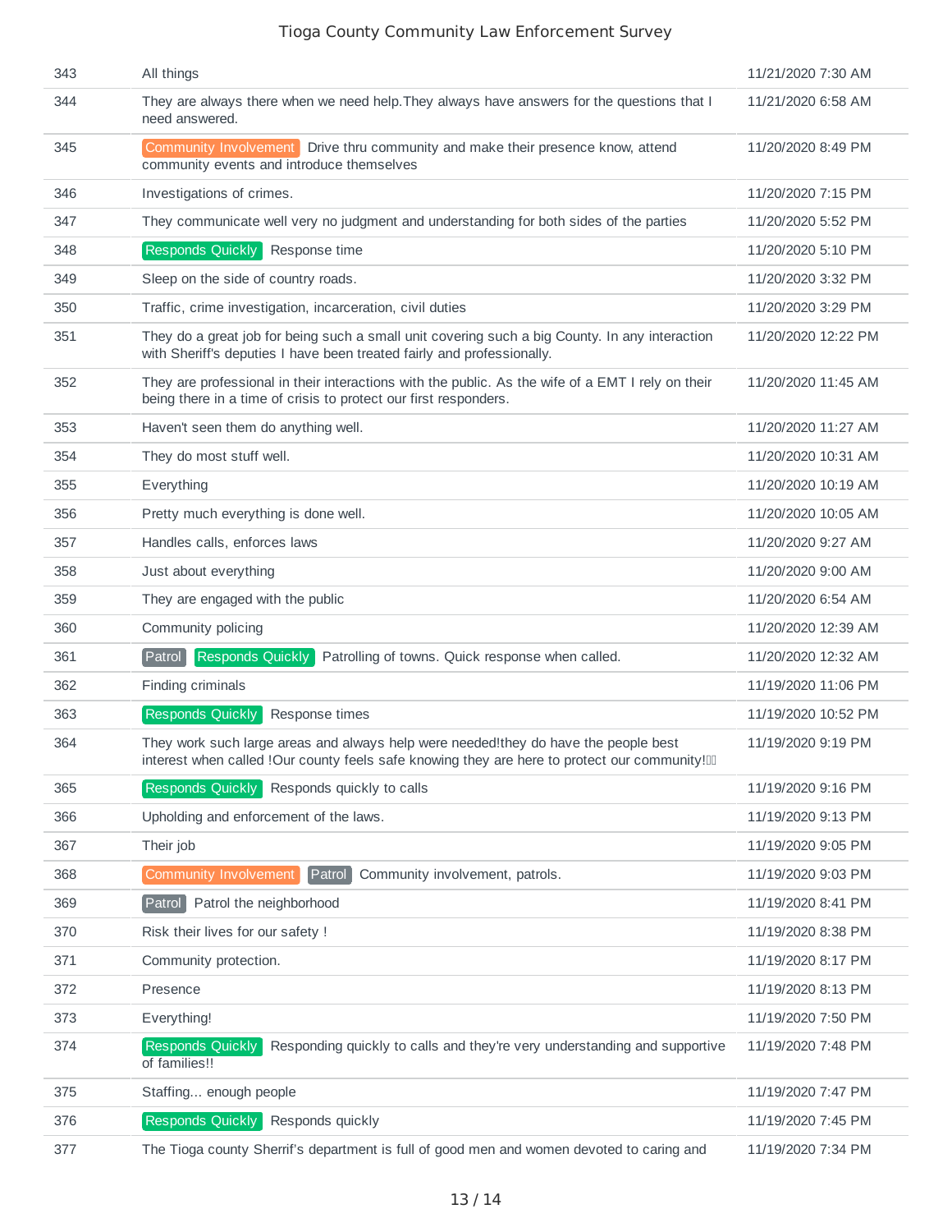| | | |
|---|---|---|
| 343 | All things | 11/21/2020 7:30 AM |
| 344 | They are always there when we need help.They always have answers for the questions that I need answered. | 11/21/2020 6:58 AM |
| 345 | Community Involvement Drive thru community and make their presence know, attend community events and introduce themselves | 11/20/2020 8:49 PM |
| 346 | Investigations of crimes. | 11/20/2020 7:15 PM |
| 347 | They communicate well very no judgment and understanding for both sides of the parties | 11/20/2020 5:52 PM |
| 348 | Responds Quickly Response time | 11/20/2020 5:10 PM |
| 349 | Sleep on the side of country roads. | 11/20/2020 3:32 PM |
| 350 | Traffic, crime investigation, incarceration, civil duties | 11/20/2020 3:29 PM |
| 351 | They do a great job for being such a small unit covering such a big County. In any interaction with Sheriff's deputies I have been treated fairly and professionally. | 11/20/2020 12:22 PM |
| 352 | They are professional in their interactions with the public. As the wife of a EMT I rely on their being there in a time of crisis to protect our first responders. | 11/20/2020 11:45 AM |
| 353 | Haven't seen them do anything well. | 11/20/2020 11:27 AM |
| 354 | They do most stuff well. | 11/20/2020 10:31 AM |
| 355 | Everything | 11/20/2020 10:19 AM |
| 356 | Pretty much everything is done well. | 11/20/2020 10:05 AM |
| 357 | Handles calls, enforces laws | 11/20/2020 9:27 AM |
| 358 | Just about everything | 11/20/2020 9:00 AM |
| 359 | They are engaged with the public | 11/20/2020 6:54 AM |
| 360 | Community policing | 11/20/2020 12:39 AM |
| 361 | Patrol Responds Quickly Patrolling of towns. Quick response when called. | 11/20/2020 12:32 AM |
| 362 | Finding criminals | 11/19/2020 11:06 PM |
| 363 | Responds Quickly Response times | 11/19/2020 10:52 PM |
| 364 | They work such large areas and always help were needed!they do have the people best interest when called !Our county feels safe knowing they are here to protect our community! | 11/19/2020 9:19 PM |
| 365 | Responds Quickly Responds quickly to calls | 11/19/2020 9:16 PM |
| 366 | Upholding and enforcement of the laws. | 11/19/2020 9:13 PM |
| 367 | Their job | 11/19/2020 9:05 PM |
| 368 | Community Involvement Patrol Community involvement, patrols. | 11/19/2020 9:03 PM |
| 369 | Patrol Patrol the neighborhood | 11/19/2020 8:41 PM |
| 370 | Risk their lives for our safety ! | 11/19/2020 8:38 PM |
| 371 | Community protection. | 11/19/2020 8:17 PM |
| 372 | Presence | 11/19/2020 8:13 PM |
| 373 | Everything! | 11/19/2020 7:50 PM |
| 374 | Responds Quickly Responding quickly to calls and they're very understanding and supportive of families!! | 11/19/2020 7:48 PM |
| 375 | Staffing... enough people | 11/19/2020 7:47 PM |
| 376 | Responds Quickly Responds quickly | 11/19/2020 7:45 PM |
| 377 | The Tioga county Sherrif's department is full of good men and women devoted to caring and | 11/19/2020 7:34 PM |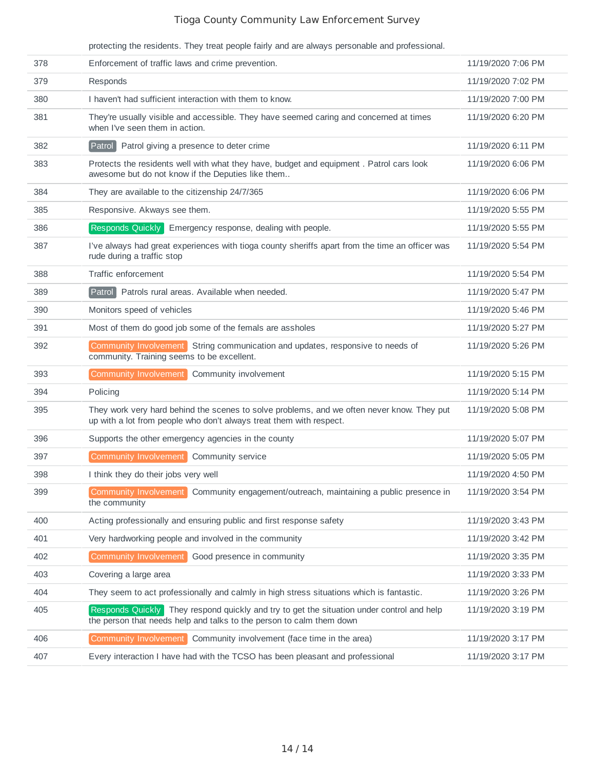| | | |
|---|---|---|
| | protecting the residents. They treat people fairly and are always personable and professional. | |
| 378 | Enforcement of traffic laws and crime prevention. | 11/19/2020 7:06 PM |
| 379 | Responds | 11/19/2020 7:02 PM |
| 380 | I haven't had sufficient interaction with them to know. | 11/19/2020 7:00 PM |
| 381 | They're usually visible and accessible. They have seemed caring and concerned at times when I've seen them in action. | 11/19/2020 6:20 PM |
| 382 | Patrol Patrol giving a presence to deter crime | 11/19/2020 6:11 PM |
| 383 | Protects the residents well with what they have, budget and equipment . Patrol cars look awesome but do not know if the Deputies like them.. | 11/19/2020 6:06 PM |
| 384 | They are available to the citizenship 24/7/365 | 11/19/2020 6:06 PM |
| 385 | Responsive. Akways see them. | 11/19/2020 5:55 PM |
| 386 | Responds Quickly Emergency response, dealing with people. | 11/19/2020 5:55 PM |
| 387 | I've always had great experiences with tioga county sheriffs apart from the time an officer was rude during a traffic stop | 11/19/2020 5:54 PM |
| 388 | Traffic enforcement | 11/19/2020 5:54 PM |
| 389 | Patrol Patrols rural areas. Available when needed. | 11/19/2020 5:47 PM |
| 390 | Monitors speed of vehicles | 11/19/2020 5:46 PM |
| 391 | Most of them do good job some of the femals are assholes | 11/19/2020 5:27 PM |
| 392 | Community Involvement String communication and updates, responsive to needs of community. Training seems to be excellent. | 11/19/2020 5:26 PM |
| 393 | Community Involvement Community involvement | 11/19/2020 5:15 PM |
| 394 | Policing | 11/19/2020 5:14 PM |
| 395 | They work very hard behind the scenes to solve problems, and we often never know. They put up with a lot from people who don't always treat them with respect. | 11/19/2020 5:08 PM |
| 396 | Supports the other emergency agencies in the county | 11/19/2020 5:07 PM |
| 397 | Community Involvement Community service | 11/19/2020 5:05 PM |
| 398 | I think they do their jobs very well | 11/19/2020 4:50 PM |
| 399 | Community Involvement Community engagement/outreach, maintaining a public presence in the community | 11/19/2020 3:54 PM |
| 400 | Acting professionally and ensuring public and first response safety | 11/19/2020 3:43 PM |
| 401 | Very hardworking people and involved in the community | 11/19/2020 3:42 PM |
| 402 | Community Involvement Good presence in community | 11/19/2020 3:35 PM |
| 403 | Covering a large area | 11/19/2020 3:33 PM |
| 404 | They seem to act professionally and calmly in high stress situations which is fantastic. | 11/19/2020 3:26 PM |
| 405 | Responds Quickly They respond quickly and try to get the situation under control and help the person that needs help and talks to the person to calm them down | 11/19/2020 3:19 PM |
| 406 | Community Involvement Community involvement (face time in the area) | 11/19/2020 3:17 PM |
| 407 | Every interaction I have had with the TCSO has been pleasant and professional | 11/19/2020 3:17 PM |